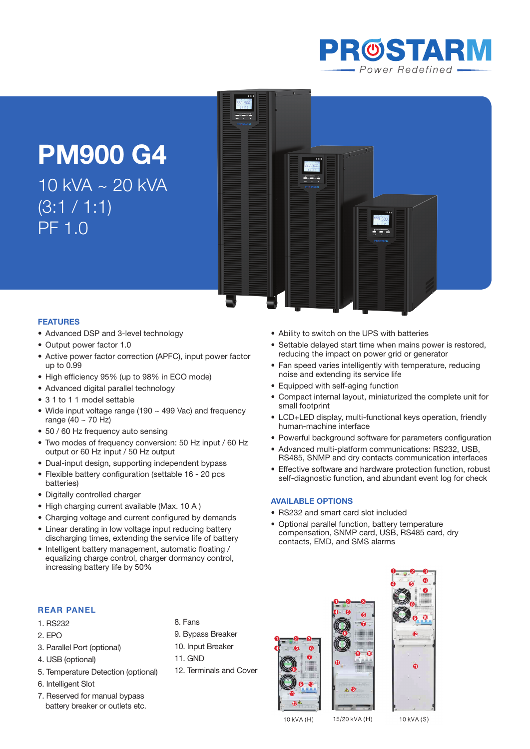PROSTARM
Power Redefined

# PM900 G4

10 kVA ~ 20 kVA
(3:1 / 1:1)
PF 1.0

## FEATURES

- Advanced DSP and 3-level technology
- Output power factor 1.0
- Active power factor correction (APFC), input power factor up to 0.99
- High efficiency 95% (up to 98% in ECO mode)
- Advanced digital parallel technology
- 3 1 to 1 1 model settable
- Wide input voltage range (190 ~ 499 Vac) and frequency range (40 ~ 70 Hz)
- 50 / 60 Hz frequency auto sensing
- Two modes of frequency conversion: 50 Hz input / 60 Hz output or 60 Hz input / 50 Hz output
- Dual-input design, supporting independent bypass
- Flexible battery configuration (settable 16 - 20 pcs batteries)
- Digitally controlled charger
- High charging current available (Max. 10 A )
- Charging voltage and current configured by demands
- Linear derating in low voltage input reducing battery discharging times, extending the service life of battery
- Intelligent battery management, automatic floating / equalizing charge control, charger dormancy control, increasing battery life by 50%
- Ability to switch on the UPS with batteries
- Settable delayed start time when mains power is restored, reducing the impact on power grid or generator
- Fan speed varies intelligently with temperature, reducing noise and extending its service life
- Equipped with self-aging function
- Compact internal layout, miniaturized the complete unit for small footprint
- LCD+LED display, multi-functional keys operation, friendly human-machine interface
- Powerful background software for parameters configuration
- Advanced multi-platform communications: RS232, USB, RS485, SNMP and dry contacts communication interfaces
- Effective software and hardware protection function, robust self-diagnostic function, and abundant event log for check

## AVAILABLE OPTIONS

- RS232 and smart card slot included
- Optional parallel function, battery temperature compensation, SNMP card, USB, RS485 card, dry contacts, EMD, and SMS alarms

## REAR PANEL

1. RS232
2. EPO
3. Parallel Port (optional)
4. USB (optional)
5. Temperature Detection (optional)
6. Intelligent Slot
7. Reserved for manual bypass battery breaker or outlets etc.
8. Fans
9. Bypass Breaker
10. Input Breaker
11. GND
12. Terminals and Cover

10 kVA (H) 15/20 kVA (H) 10 kVA (S)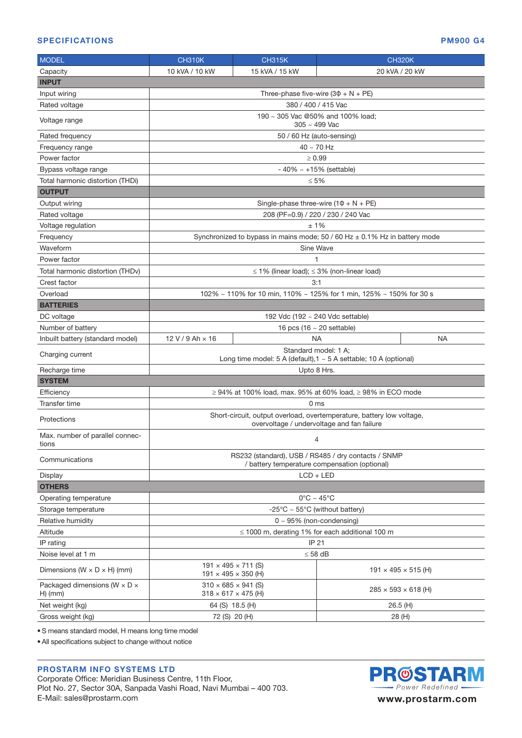## SPECIFICATIONS

**PM900 G4**

| MODEL | CH310K | CH315K | CH320K |
|---|---|---|---|
| Capacity | 10 kVA / 10 kW | 15 kVA / 15 kW | 20 kVA / 20 kW |
| **INPUT** | | | |
| Input wiring | Three-phase five-wire (3Φ + N + PE) | | |
| Rated voltage | 380 / 400 / 415 Vac | | |
| Voltage range | 190 ~ 305 Vac @50% and 100% load; 305 ~ 499 Vac | | |
| Rated frequency | 50 / 60 Hz (auto-sensing) | | |
| Frequency range | 40 ~ 70 Hz | | |
| Power factor | ≥ 0.99 | | |
| Bypass voltage range | - 40% ~ +15% (settable) | | |
| Total harmonic distortion (THDi) | ≤ 5% | | |
| **OUTPUT** | | | |
| Output wiring | Single-phase three-wire (1Φ + N + PE) | | |
| Rated voltage | 208 (PF=0.9) / 220 / 230 / 240 Vac | | |
| Voltage regulation | ± 1% | | |
| Frequency | Synchronized to bypass in mains mode; 50 / 60 Hz ± 0.1% Hz in battery mode | | |
| Waveform | Sine Wave | | |
| Power factor | 1 | | |
| Total harmonic distortion (THDv) | ≤ 1% (linear load); ≤ 3% (non-linear load) | | |
| Crest factor | 3:1 | | |
| Overload | 102% ~ 110% for 10 min, 110% ~ 125% for 1 min, 125% ~ 150% for 30 s | | |
| **BATTERIES** | | | |
| DC voltage | 192 Vdc (192 ~ 240 Vdc settable) | | |
| Number of battery | 16 pcs (16 ~ 20 settable) | | |
| Inbuilt battery (standard model) | 12 V / 9 Ah × 16 | NA | NA |
| Charging current | Standard model: 1 A; Long time model: 5 A (default),1 ~ 5 A settable; 10 A (optional) | | |
| Recharge time | Upto 8 Hrs. | | |
| **SYSTEM** | | | |
| Efficiency | ≥ 94% at 100% load, max. 95% at 60% load, ≥ 98% in ECO mode | | |
| Transfer time | 0 ms | | |
| Protections | Short-circuit, output overload, overtemperature, battery low voltage, overvoltage / undervoltage and fan failure | | |
| Max. number of parallel connections | 4 | | |
| Communications | RS232 (standard), USB / RS485 / dry contacts / SNMP / battery temperature compensation (optional) | | |
| Display | LCD + LED | | |
| **OTHERS** | | | |
| Operating temperature | 0°C ~ 45°C | | |
| Storage temperature | -25°C ~ 55°C (without battery) | | |
| Relative humidity | 0 ~ 95% (non-condensing) | | |
| Altitude | ≤ 1000 m, derating 1% for each additional 100 m | | |
| IP rating | IP 21 | | |
| Noise level at 1 m | ≤ 58 dB | | |
| Dimensions (W × D × H) (mm) | 191 × 495 × 711 (S) 191 × 495 × 350 (H) | | 191 × 495 × 515 (H) |
| Packaged dimensions (W × D × H) (mm) | 310 × 685 × 941 (S) 318 × 617 × 475 (H) | | 285 × 593 × 618 (H) |
| Net weight (kg) | 64 (S) 18.5 (H) | | 26.5 (H) |
| Gross weight (kg) | 72 (S) 20 (H) | | 28 (H) |

- S means standard model, H means long time model
- All specifications subject to change without notice

**PROSTARM INFO SYSTEMS LTD**
Corporate Office: Meridian Business Centre, 11th Floor,
Plot No. 27, Sector 30A, Sanpada Vashi Road, Navi Mumbai – 400 703.
E-Mail: sales@prostarm.com

PROSTARM
Power Redefined
www.prostarm.com